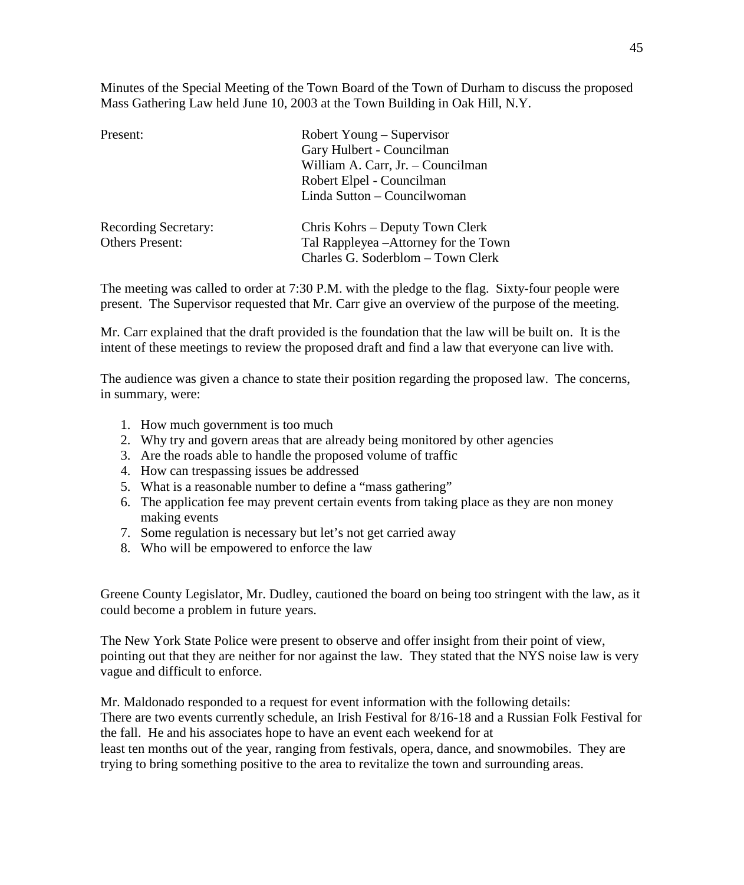Minutes of the Special Meeting of the Town Board of the Town of Durham to discuss the proposed Mass Gathering Law held June 10, 2003 at the Town Building in Oak Hill, N.Y.

| | |
|---|---|
| Present: | Robert Young – Supervisor |
| | Gary Hulbert - Councilman |
| | William A. Carr, Jr. – Councilman |
| | Robert Elpel - Councilman |
| | Linda Sutton – Councilwoman |
| | |
| Recording Secretary: | Chris Kohrs – Deputy Town Clerk |
| Others Present: | Tal Rappleyea –Attorney for the Town |
| | Charles G. Soderblom – Town Clerk |

The meeting was called to order at 7:30 P.M. with the pledge to the flag. Sixty-four people were present. The Supervisor requested that Mr. Carr give an overview of the purpose of the meeting.

Mr. Carr explained that the draft provided is the foundation that the law will be built on. It is the intent of these meetings to review the proposed draft and find a law that everyone can live with.

The audience was given a chance to state their position regarding the proposed law. The concerns, in summary, were:

1. How much government is too much
2. Why try and govern areas that are already being monitored by other agencies
3. Are the roads able to handle the proposed volume of traffic
4. How can trespassing issues be addressed
5. What is a reasonable number to define a "mass gathering"
6. The application fee may prevent certain events from taking place as they are non money making events
7. Some regulation is necessary but let's not get carried away
8. Who will be empowered to enforce the law

Greene County Legislator, Mr. Dudley, cautioned the board on being too stringent with the law, as it could become a problem in future years.

The New York State Police were present to observe and offer insight from their point of view, pointing out that they are neither for nor against the law. They stated that the NYS noise law is very vague and difficult to enforce.

Mr. Maldonado responded to a request for event information with the following details:
There are two events currently schedule, an Irish Festival for 8/16-18 and a Russian Folk Festival for the fall. He and his associates hope to have an event each weekend for at least ten months out of the year, ranging from festivals, opera, dance, and snowmobiles. They are trying to bring something positive to the area to revitalize the town and surrounding areas.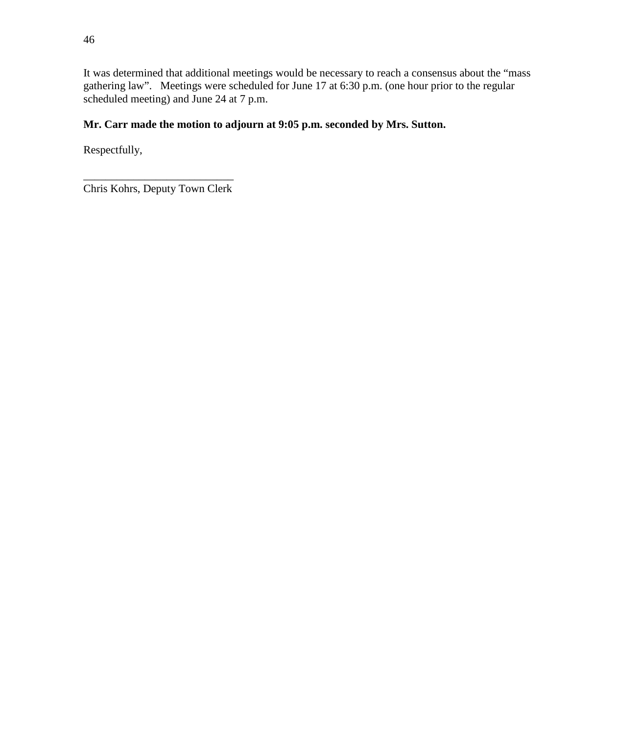It was determined that additional meetings would be necessary to reach a consensus about the "mass gathering law". Meetings were scheduled for June 17 at 6:30 p.m. (one hour prior to the regular scheduled meeting) and June 24 at 7 p.m.

**Mr. Carr made the motion to adjourn at 9:05 p.m. seconded by Mrs. Sutton.**

Respectfully,

___________________________

Chris Kohrs, Deputy Town Clerk